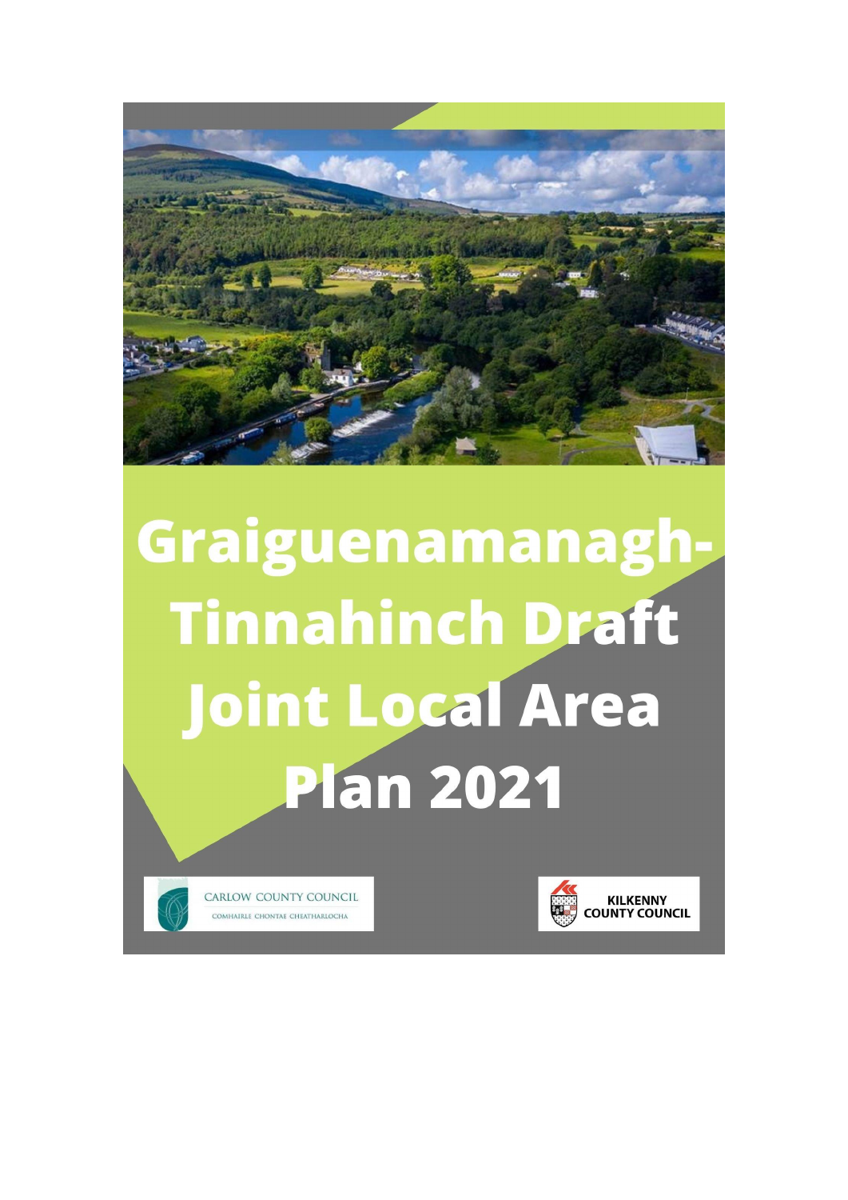# Graiguenamanagh-Tinnahinch Draft Joint Local Area Plan 2021

CARLOW COUNTY COUNCIL
COMHAIRLE CHONTAE CHEATHARLOCHA

KILKENNY COUNTY COUNCIL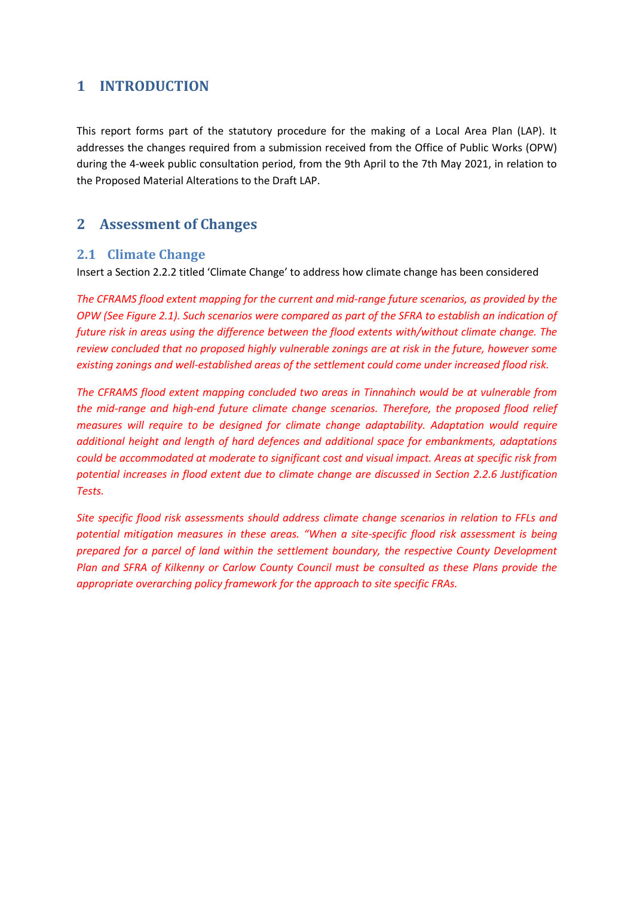# 1 INTRODUCTION

This report forms part of the statutory procedure for the making of a Local Area Plan (LAP). It addresses the changes required from a submission received from the Office of Public Works (OPW) during the 4-week public consultation period, from the 9th April to the 7th May 2021, in relation to the Proposed Material Alterations to the Draft LAP.

# 2 Assessment of Changes

## 2.1 Climate Change

Insert a Section 2.2.2 titled 'Climate Change' to address how climate change has been considered

*The CFRAMS flood extent mapping for the current and mid-range future scenarios, as provided by the OPW (See Figure 2.1). Such scenarios were compared as part of the SFRA to establish an indication of future risk in areas using the difference between the flood extents with/without climate change. The review concluded that no proposed highly vulnerable zonings are at risk in the future, however some existing zonings and well-established areas of the settlement could come under increased flood risk.*

*The CFRAMS flood extent mapping concluded two areas in Tinnahinch would be at vulnerable from the mid-range and high-end future climate change scenarios. Therefore, the proposed flood relief measures will require to be designed for climate change adaptability. Adaptation would require additional height and length of hard defences and additional space for embankments, adaptations could be accommodated at moderate to significant cost and visual impact. Areas at specific risk from potential increases in flood extent due to climate change are discussed in Section 2.2.6 Justification Tests.*

*Site specific flood risk assessments should address climate change scenarios in relation to FFLs and potential mitigation measures in these areas. "When a site-specific flood risk assessment is being prepared for a parcel of land within the settlement boundary, the respective County Development Plan and SFRA of Kilkenny or Carlow County Council must be consulted as these Plans provide the appropriate overarching policy framework for the approach to site specific FRAs.*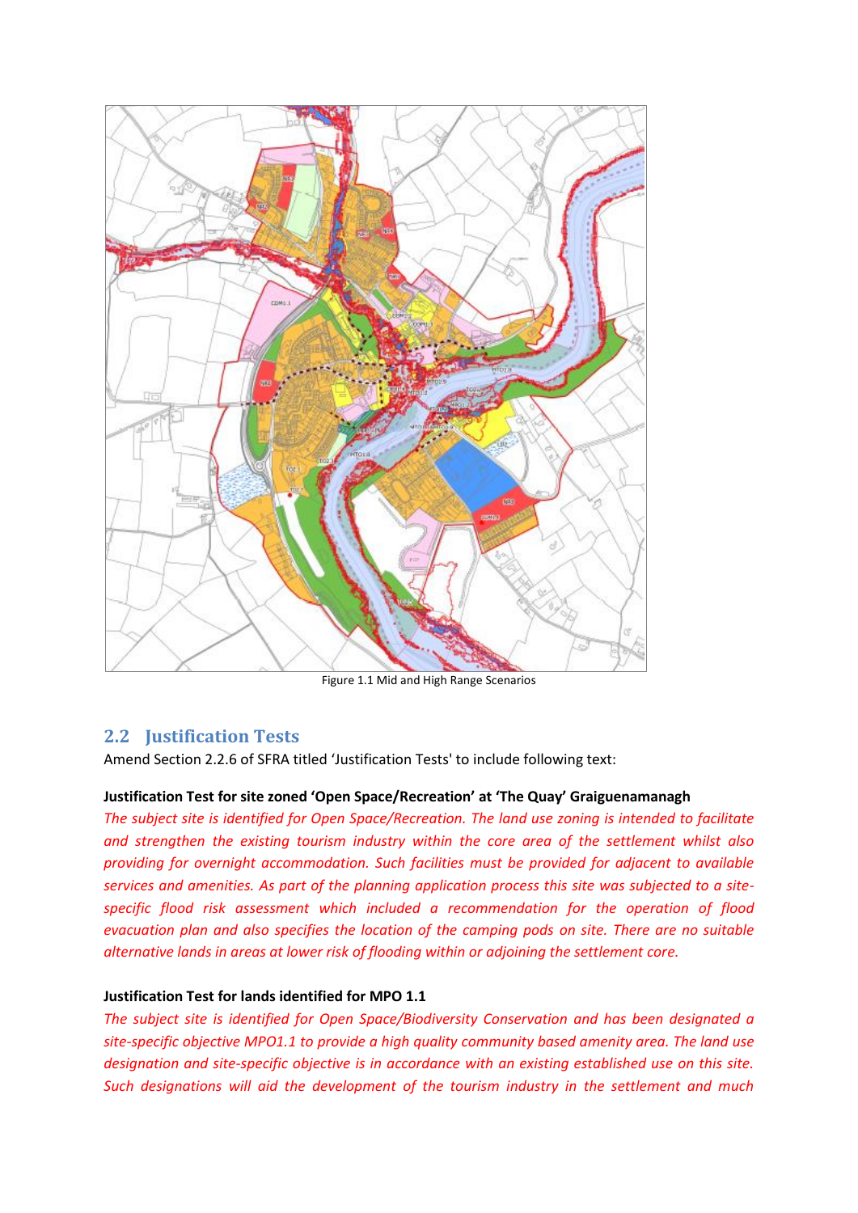Figure 1.1 Mid and High Range Scenarios

## 2.2 Justification Tests

Amend Section 2.2.6 of SFRA titled 'Justification Tests' to include following text:

**Justification Test for site zoned 'Open Space/Recreation' at 'The Quay' Graiguenamanagh**

*The subject site is identified for Open Space/Recreation. The land use zoning is intended to facilitate and strengthen the existing tourism industry within the core area of the settlement whilst also providing for overnight accommodation. Such facilities must be provided for adjacent to available services and amenities. As part of the planning application process this site was subjected to a site-specific flood risk assessment which included a recommendation for the operation of flood evacuation plan and also specifies the location of the camping pods on site. There are no suitable alternative lands in areas at lower risk of flooding within or adjoining the settlement core.*

**Justification Test for lands identified for MPO 1.1**

*The subject site is identified for Open Space/Biodiversity Conservation and has been designated a site-specific objective MPO1.1 to provide a high quality community based amenity area. The land use designation and site-specific objective is in accordance with an existing established use on this site. Such designations will aid the development of the tourism industry in the settlement and much*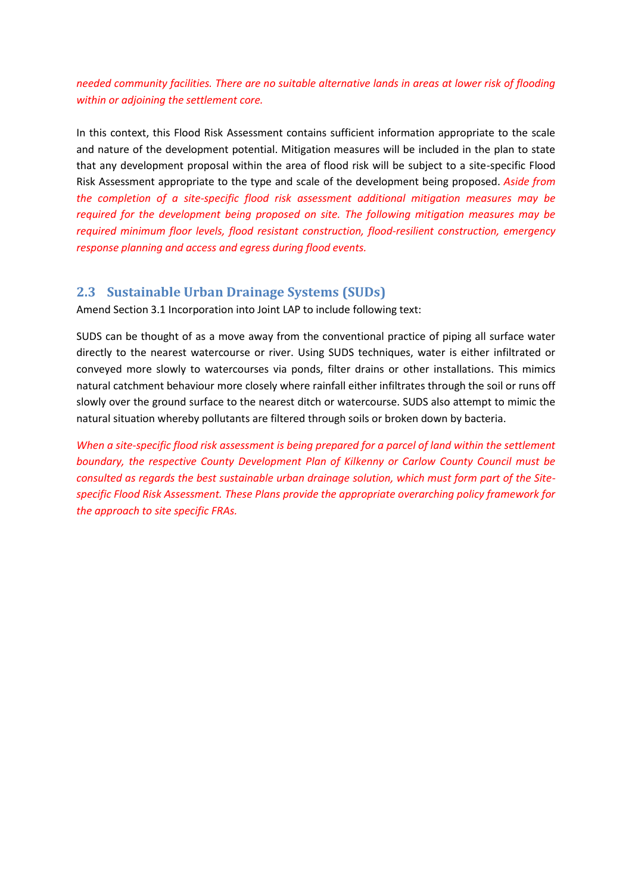*needed community facilities. There are no suitable alternative lands in areas at lower risk of flooding within or adjoining the settlement core.*

In this context, this Flood Risk Assessment contains sufficient information appropriate to the scale and nature of the development potential. Mitigation measures will be included in the plan to state that any development proposal within the area of flood risk will be subject to a site-specific Flood Risk Assessment appropriate to the type and scale of the development being proposed. *Aside from the completion of a site-specific flood risk assessment additional mitigation measures may be required for the development being proposed on site. The following mitigation measures may be required minimum floor levels, flood resistant construction, flood-resilient construction, emergency response planning and access and egress during flood events.*

## 2.3 Sustainable Urban Drainage Systems (SUDs)

Amend Section 3.1 Incorporation into Joint LAP to include following text:

SUDS can be thought of as a move away from the conventional practice of piping all surface water directly to the nearest watercourse or river. Using SUDS techniques, water is either infiltrated or conveyed more slowly to watercourses via ponds, filter drains or other installations. This mimics natural catchment behaviour more closely where rainfall either infiltrates through the soil or runs off slowly over the ground surface to the nearest ditch or watercourse. SUDS also attempt to mimic the natural situation whereby pollutants are filtered through soils or broken down by bacteria.

*When a site-specific flood risk assessment is being prepared for a parcel of land within the settlement boundary, the respective County Development Plan of Kilkenny or Carlow County Council must be consulted as regards the best sustainable urban drainage solution, which must form part of the Site-specific Flood Risk Assessment. These Plans provide the appropriate overarching policy framework for the approach to site specific FRAs.*